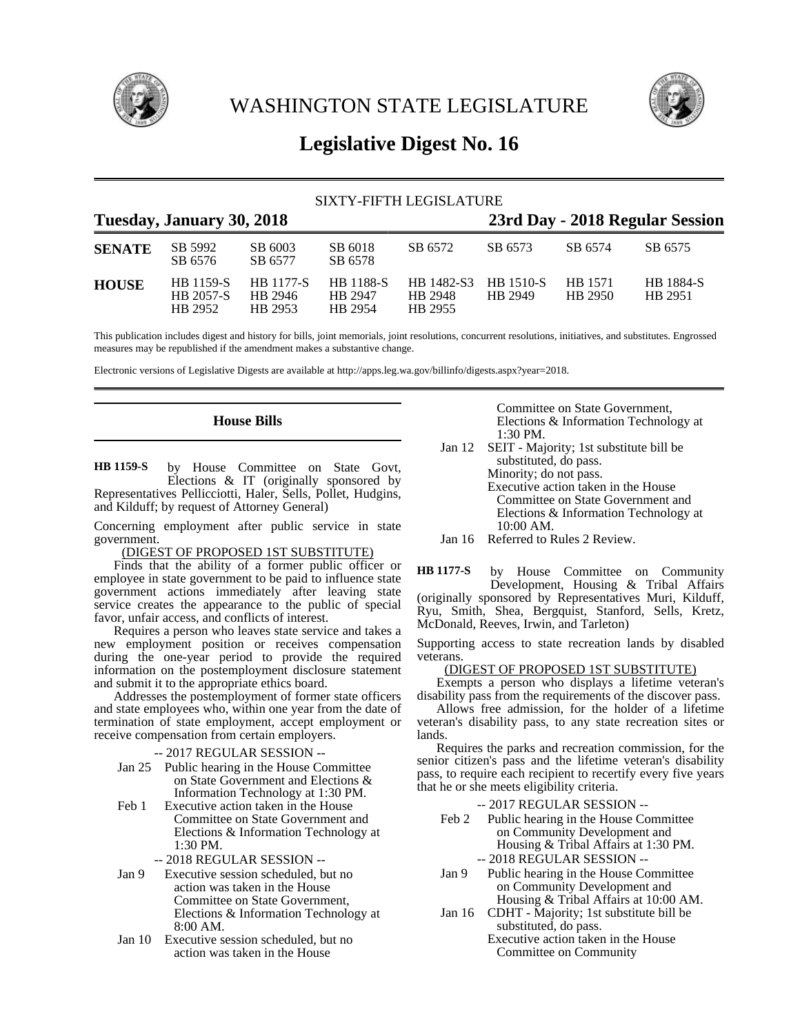# WASHINGTON STATE LEGISLATURE

## Legislative Digest No. 16

SIXTY-FIFTH LEGISLATURE

**Tuesday, January 30, 2018** — **23rd Day - 2018 Regular Session**

| | | | | | | | |
|---|---|---|---|---|---|---|---|
| **SENATE** | SB 5992 | SB 6003 | SB 6018 | SB 6572 | SB 6573 | SB 6574 | SB 6575 |
| | SB 6576 | SB 6577 | SB 6578 | | | | |
| **HOUSE** | HB 1159-S | HB 1177-S | HB 1188-S | HB 1482-S3 | HB 1510-S | HB 1571 | HB 1884-S |
| | HB 2057-S | HB 2946 | HB 2947 | HB 2948 | HB 2949 | HB 2950 | HB 2951 |
| | HB 2952 | HB 2953 | HB 2954 | HB 2955 | | | |

This publication includes digest and history for bills, joint memorials, joint resolutions, concurrent resolutions, initiatives, and substitutes. Engrossed measures may be republished if the amendment makes a substantive change.

Electronic versions of Legislative Digests are available at http://apps.leg.wa.gov/billinfo/digests.aspx?year=2018.

### House Bills

**HB 1159-S** by House Committee on State Govt, Elections & IT (originally sponsored by Representatives Pellicciotti, Haler, Sells, Pollet, Hudgins, and Kilduff; by request of Attorney General)

Concerning employment after public service in state government.

(DIGEST OF PROPOSED 1ST SUBSTITUTE)

Finds that the ability of a former public officer or employee in state government to be paid to influence state government actions immediately after leaving state service creates the appearance to the public of special favor, unfair access, and conflicts of interest.

Requires a person who leaves state service and takes a new employment position or receives compensation during the one-year period to provide the required information on the postemployment disclosure statement and submit it to the appropriate ethics board.

Addresses the postemployment of former state officers and state employees who, within one year from the date of termination of state employment, accept employment or receive compensation from certain employers.

-- 2017 REGULAR SESSION --

- Jan 25 Public hearing in the House Committee on State Government and Elections & Information Technology at 1:30 PM.
- Feb 1 Executive action taken in the House Committee on State Government and Elections & Information Technology at 1:30 PM.

-- 2018 REGULAR SESSION --

- Jan 9 Executive session scheduled, but no action was taken in the House Committee on State Government, Elections & Information Technology at 8:00 AM.
- Jan 10 Executive session scheduled, but no action was taken in the House Committee on State Government, Elections & Information Technology at 1:30 PM.
- Jan 12 SEIT - Majority; 1st substitute bill be substituted, do pass.
  Minority; do not pass.
  Executive action taken in the House Committee on State Government and Elections & Information Technology at 10:00 AM.
- Jan 16 Referred to Rules 2 Review.

**HB 1177-S** by House Committee on Community Development, Housing & Tribal Affairs (originally sponsored by Representatives Muri, Kilduff, Ryu, Smith, Shea, Bergquist, Stanford, Sells, Kretz, McDonald, Reeves, Irwin, and Tarleton)

Supporting access to state recreation lands by disabled veterans.

(DIGEST OF PROPOSED 1ST SUBSTITUTE)

Exempts a person who displays a lifetime veteran's disability pass from the requirements of the discover pass.

Allows free admission, for the holder of a lifetime veteran's disability pass, to any state recreation sites or lands.

Requires the parks and recreation commission, for the senior citizen's pass and the lifetime veteran's disability pass, to require each recipient to recertify every five years that he or she meets eligibility criteria.

-- 2017 REGULAR SESSION --

- Feb 2 Public hearing in the House Committee on Community Development and Housing & Tribal Affairs at 1:30 PM.

-- 2018 REGULAR SESSION --

- Jan 9 Public hearing in the House Committee on Community Development and Housing & Tribal Affairs at 10:00 AM.
- Jan 16 CDHT - Majority; 1st substitute bill be substituted, do pass.
  Executive action taken in the House Committee on Community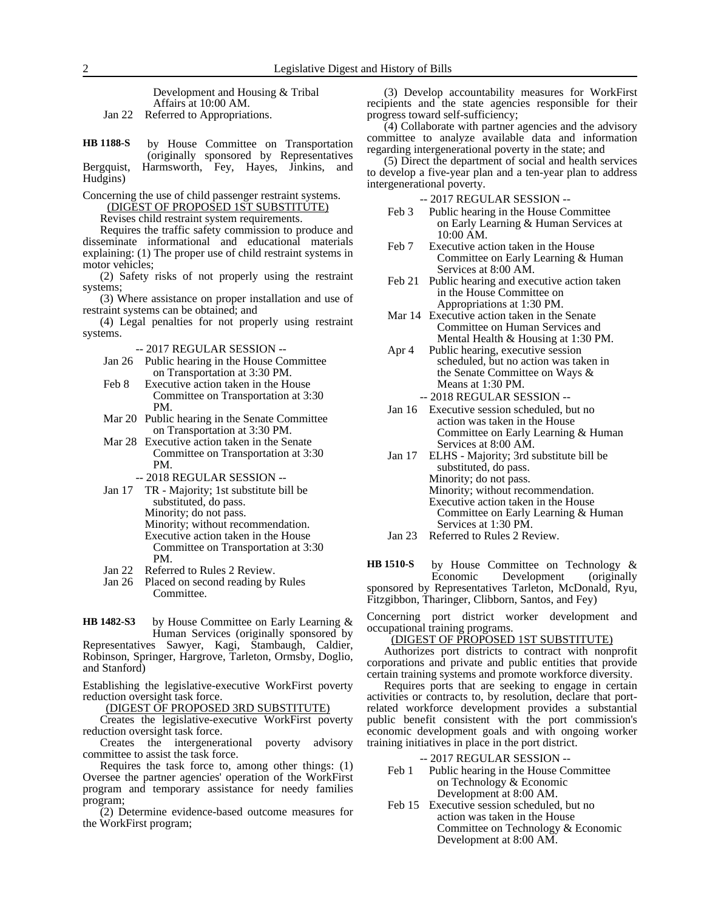Development and Housing & Tribal Affairs at 10:00 AM.

Jan 22 Referred to Appropriations.

**HB 1188-S** by House Committee on Transportation (originally sponsored by Representatives Bergquist, Harmsworth, Fey, Hayes, Jinkins, and Hudgins)

Concerning the use of child passenger restraint systems.

(DIGEST OF PROPOSED 1ST SUBSTITUTE)

Revises child restraint system requirements.

Requires the traffic safety commission to produce and disseminate informational and educational materials explaining: (1) The proper use of child restraint systems in motor vehicles;

(2) Safety risks of not properly using the restraint systems;

(3) Where assistance on proper installation and use of restraint systems can be obtained; and

(4) Legal penalties for not properly using restraint systems.

-- 2017 REGULAR SESSION --

Jan 26 Public hearing in the House Committee on Transportation at 3:30 PM.

Feb 8 Executive action taken in the House Committee on Transportation at 3:30 PM.

Mar 20 Public hearing in the Senate Committee on Transportation at 3:30 PM.

Mar 28 Executive action taken in the Senate Committee on Transportation at 3:30 PM.

-- 2018 REGULAR SESSION --

Jan 17 TR - Majority; 1st substitute bill be substituted, do pass.
Minority; do not pass.
Minority; without recommendation.
Executive action taken in the House Committee on Transportation at 3:30 PM.

Jan 22 Referred to Rules 2 Review.

Jan 26 Placed on second reading by Rules Committee.

**HB 1482-S3** by House Committee on Early Learning & Human Services (originally sponsored by Representatives Sawyer, Kagi, Stambaugh, Caldier, Robinson, Springer, Hargrove, Tarleton, Ormsby, Doglio, and Stanford)

Establishing the legislative-executive WorkFirst poverty reduction oversight task force.

(DIGEST OF PROPOSED 3RD SUBSTITUTE)

Creates the legislative-executive WorkFirst poverty reduction oversight task force.

Creates the intergenerational poverty advisory committee to assist the task force.

Requires the task force to, among other things: (1) Oversee the partner agencies' operation of the WorkFirst program and temporary assistance for needy families program;

(2) Determine evidence-based outcome measures for the WorkFirst program;

(3) Develop accountability measures for WorkFirst recipients and the state agencies responsible for their progress toward self-sufficiency;

(4) Collaborate with partner agencies and the advisory committee to analyze available data and information regarding intergenerational poverty in the state; and

(5) Direct the department of social and health services to develop a five-year plan and a ten-year plan to address intergenerational poverty.

-- 2017 REGULAR SESSION --

Feb 3 Public hearing in the House Committee on Early Learning & Human Services at 10:00 AM.

Feb 7 Executive action taken in the House Committee on Early Learning & Human Services at 8:00 AM.

Feb 21 Public hearing and executive action taken in the House Committee on Appropriations at 1:30 PM.

Mar 14 Executive action taken in the Senate Committee on Human Services and Mental Health & Housing at 1:30 PM.

Apr 4 Public hearing, executive session scheduled, but no action was taken in the Senate Committee on Ways & Means at 1:30 PM.

-- 2018 REGULAR SESSION --

Jan 16 Executive session scheduled, but no action was taken in the House Committee on Early Learning & Human Services at 8:00 AM.

Jan 17 ELHS - Majority; 3rd substitute bill be substituted, do pass.
Minority; do not pass.
Minority; without recommendation.
Executive action taken in the House Committee on Early Learning & Human Services at 1:30 PM.

Jan 23 Referred to Rules 2 Review.

**HB 1510-S** by House Committee on Technology & Economic Development (originally sponsored by Representatives Tarleton, McDonald, Ryu, Fitzgibbon, Tharinger, Clibborn, Santos, and Fey)

Concerning port district worker development and occupational training programs.

(DIGEST OF PROPOSED 1ST SUBSTITUTE)

Authorizes port districts to contract with nonprofit corporations and private and public entities that provide certain training systems and promote workforce diversity.

Requires ports that are seeking to engage in certain activities or contracts to, by resolution, declare that port-related workforce development provides a substantial public benefit consistent with the port commission's economic development goals and with ongoing worker training initiatives in place in the port district.

-- 2017 REGULAR SESSION --

Feb 1 Public hearing in the House Committee on Technology & Economic Development at 8:00 AM.

Feb 15 Executive session scheduled, but no action was taken in the House Committee on Technology & Economic Development at 8:00 AM.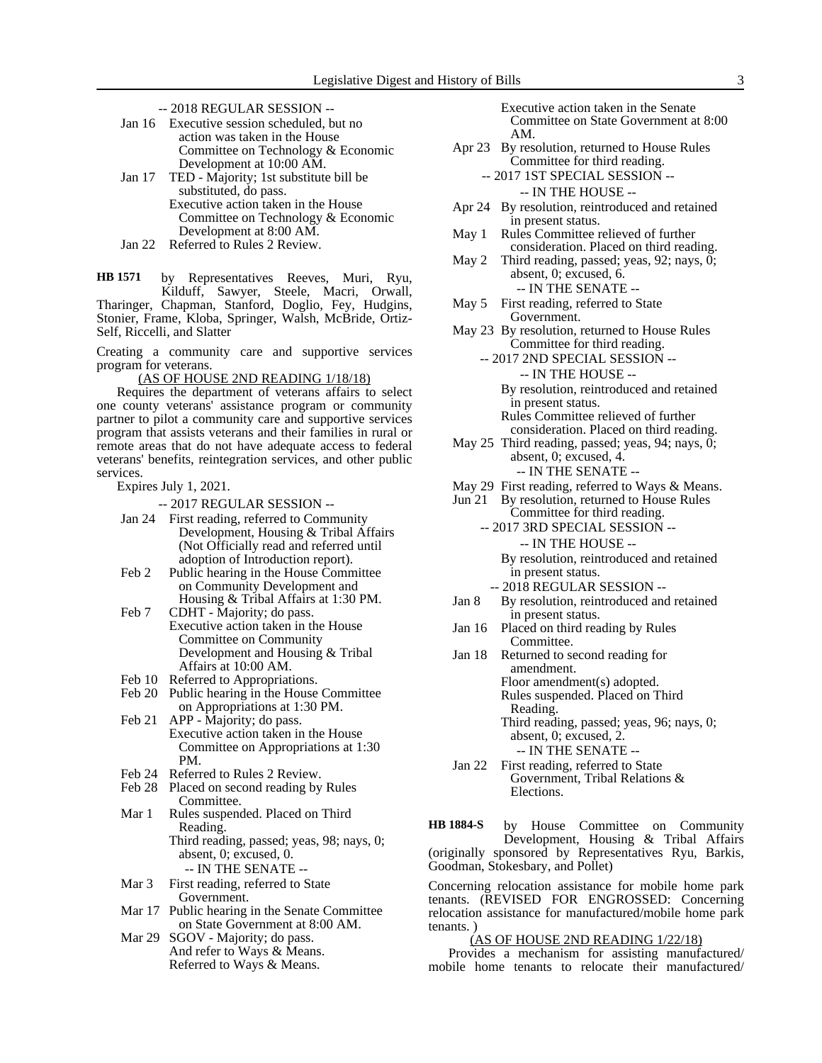-- 2018 REGULAR SESSION --

Jan 16 Executive session scheduled, but no action was taken in the House Committee on Technology & Economic Development at 10:00 AM.

Jan 17 TED - Majority; 1st substitute bill be substituted, do pass.
Executive action taken in the House Committee on Technology & Economic Development at 8:00 AM.

Jan 22 Referred to Rules 2 Review.

**HB 1571** by Representatives Reeves, Muri, Ryu, Kilduff, Sawyer, Steele, Macri, Orwall, Tharinger, Chapman, Stanford, Doglio, Fey, Hudgins, Stonier, Frame, Kloba, Springer, Walsh, McBride, Ortiz-Self, Riccelli, and Slatter

Creating a community care and supportive services program for veterans.

(AS OF HOUSE 2ND READING 1/18/18)

Requires the department of veterans affairs to select one county veterans' assistance program or community partner to pilot a community care and supportive services program that assists veterans and their families in rural or remote areas that do not have adequate access to federal veterans' benefits, reintegration services, and other public services.

Expires July 1, 2021.

-- 2017 REGULAR SESSION --

Jan 24 First reading, referred to Community Development, Housing & Tribal Affairs (Not Officially read and referred until adoption of Introduction report).

Feb 2 Public hearing in the House Committee on Community Development and Housing & Tribal Affairs at 1:30 PM.

Feb 7 CDHT - Majority; do pass.
Executive action taken in the House Committee on Community Development and Housing & Tribal Affairs at 10:00 AM.

Feb 10 Referred to Appropriations.

Feb 20 Public hearing in the House Committee on Appropriations at 1:30 PM.

Feb 21 APP - Majority; do pass.
Executive action taken in the House Committee on Appropriations at 1:30 PM.

Feb 24 Referred to Rules 2 Review.

Feb 28 Placed on second reading by Rules Committee.

Mar 1 Rules suspended. Placed on Third Reading.
Third reading, passed; yeas, 98; nays, 0; absent, 0; excused, 0.

-- IN THE SENATE --

Mar 3 First reading, referred to State Government.

Mar 17 Public hearing in the Senate Committee on State Government at 8:00 AM.

Mar 29 SGOV - Majority; do pass.
And refer to Ways & Means.
Referred to Ways & Means.
Executive action taken in the Senate Committee on State Government at 8:00 AM.

Apr 23 By resolution, returned to House Rules Committee for third reading.

-- 2017 1ST SPECIAL SESSION --

-- IN THE HOUSE --

Apr 24 By resolution, reintroduced and retained in present status.

May 1 Rules Committee relieved of further consideration. Placed on third reading.

May 2 Third reading, passed; yeas, 92; nays, 0; absent, 0; excused, 6.

-- IN THE SENATE --

May 5 First reading, referred to State Government.

May 23 By resolution, returned to House Rules Committee for third reading.

-- 2017 2ND SPECIAL SESSION --

-- IN THE HOUSE --

By resolution, reintroduced and retained in present status.
Rules Committee relieved of further consideration. Placed on third reading.

May 25 Third reading, passed; yeas, 94; nays, 0; absent, 0; excused, 4.

-- IN THE SENATE --

May 29 First reading, referred to Ways & Means.

Jun 21 By resolution, returned to House Rules Committee for third reading.

-- 2017 3RD SPECIAL SESSION --

-- IN THE HOUSE --

By resolution, reintroduced and retained in present status.

-- 2018 REGULAR SESSION --

Jan 8 By resolution, reintroduced and retained in present status.

Jan 16 Placed on third reading by Rules Committee.

Jan 18 Returned to second reading for amendment.
Floor amendment(s) adopted.
Rules suspended. Placed on Third Reading.
Third reading, passed; yeas, 96; nays, 0; absent, 0; excused, 2.

-- IN THE SENATE --

Jan 22 First reading, referred to State Government, Tribal Relations & Elections.

**HB 1884-S** by House Committee on Community Development, Housing & Tribal Affairs (originally sponsored by Representatives Ryu, Barkis, Goodman, Stokesbary, and Pollet)

Concerning relocation assistance for mobile home park tenants. (REVISED FOR ENGROSSED: Concerning relocation assistance for manufactured/mobile home park tenants. )

(AS OF HOUSE 2ND READING 1/22/18)

Provides a mechanism for assisting manufactured/ mobile home tenants to relocate their manufactured/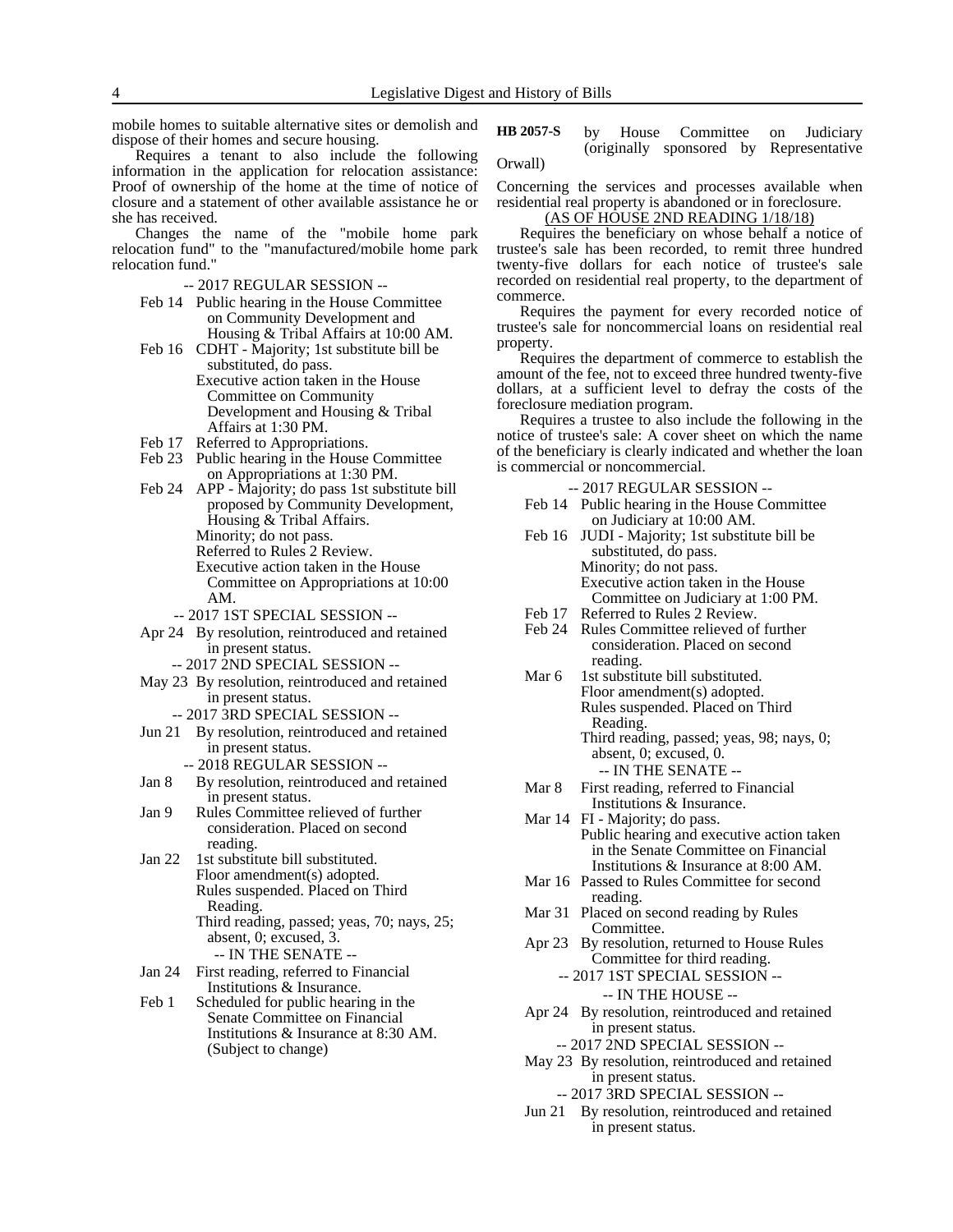mobile homes to suitable alternative sites or demolish and dispose of their homes and secure housing.

Requires a tenant to also include the following information in the application for relocation assistance: Proof of ownership of the home at the time of notice of closure and a statement of other available assistance he or she has received.

Changes the name of the "mobile home park relocation fund" to the "manufactured/mobile home park relocation fund."

-- 2017 REGULAR SESSION --

- Feb 14 Public hearing in the House Committee on Community Development and Housing & Tribal Affairs at 10:00 AM.
- Feb 16 CDHT - Majority; 1st substitute bill be substituted, do pass.
  Executive action taken in the House Committee on Community Development and Housing & Tribal Affairs at 1:30 PM.
- Feb 17 Referred to Appropriations.
- Feb 23 Public hearing in the House Committee on Appropriations at 1:30 PM.
- Feb 24 APP - Majority; do pass 1st substitute bill proposed by Community Development, Housing & Tribal Affairs.
  Minority; do not pass.
  Referred to Rules 2 Review.
  Executive action taken in the House Committee on Appropriations at 10:00 AM.

-- 2017 1ST SPECIAL SESSION --

- Apr 24 By resolution, reintroduced and retained in present status.

-- 2017 2ND SPECIAL SESSION --

- May 23 By resolution, reintroduced and retained in present status.

-- 2017 3RD SPECIAL SESSION --

- Jun 21 By resolution, reintroduced and retained in present status.

-- 2018 REGULAR SESSION --

- Jan 8 By resolution, reintroduced and retained in present status.
- Jan 9 Rules Committee relieved of further consideration. Placed on second reading.
- Jan 22 1st substitute bill substituted.
  Floor amendment(s) adopted.
  Rules suspended. Placed on Third Reading.
  Third reading, passed; yeas, 70; nays, 25; absent, 0; excused, 3.

-- IN THE SENATE --

- Jan 24 First reading, referred to Financial Institutions & Insurance.
- Feb 1 Scheduled for public hearing in the Senate Committee on Financial Institutions & Insurance at 8:30 AM. (Subject to change)

**HB 2057-S** by House Committee on Judiciary (originally sponsored by Representative Orwall)

Concerning the services and processes available when residential real property is abandoned or in foreclosure.

(AS OF HOUSE 2ND READING 1/18/18)

Requires the beneficiary on whose behalf a notice of trustee's sale has been recorded, to remit three hundred twenty-five dollars for each notice of trustee's sale recorded on residential real property, to the department of commerce.

Requires the payment for every recorded notice of trustee's sale for noncommercial loans on residential real property.

Requires the department of commerce to establish the amount of the fee, not to exceed three hundred twenty-five dollars, at a sufficient level to defray the costs of the foreclosure mediation program.

Requires a trustee to also include the following in the notice of trustee's sale: A cover sheet on which the name of the beneficiary is clearly indicated and whether the loan is commercial or noncommercial.

-- 2017 REGULAR SESSION --

- Feb 14 Public hearing in the House Committee on Judiciary at 10:00 AM.
- Feb 16 JUDI - Majority; 1st substitute bill be substituted, do pass.
  Minority; do not pass.
  Executive action taken in the House Committee on Judiciary at 1:00 PM.
- Feb 17 Referred to Rules 2 Review.
- Feb 24 Rules Committee relieved of further consideration. Placed on second reading.
- Mar 6 1st substitute bill substituted.
  Floor amendment(s) adopted.
  Rules suspended. Placed on Third Reading.
  Third reading, passed; yeas, 98; nays, 0; absent, 0; excused, 0.

-- IN THE SENATE --

- Mar 8 First reading, referred to Financial Institutions & Insurance.
- Mar 14 FI - Majority; do pass.
  Public hearing and executive action taken in the Senate Committee on Financial Institutions & Insurance at 8:00 AM.
- Mar 16 Passed to Rules Committee for second reading.
- Mar 31 Placed on second reading by Rules Committee.
- Apr 23 By resolution, returned to House Rules Committee for third reading.

-- 2017 1ST SPECIAL SESSION --

-- IN THE HOUSE --

- Apr 24 By resolution, reintroduced and retained in present status.

-- 2017 2ND SPECIAL SESSION --

- May 23 By resolution, reintroduced and retained in present status.

-- 2017 3RD SPECIAL SESSION --

- Jun 21 By resolution, reintroduced and retained in present status.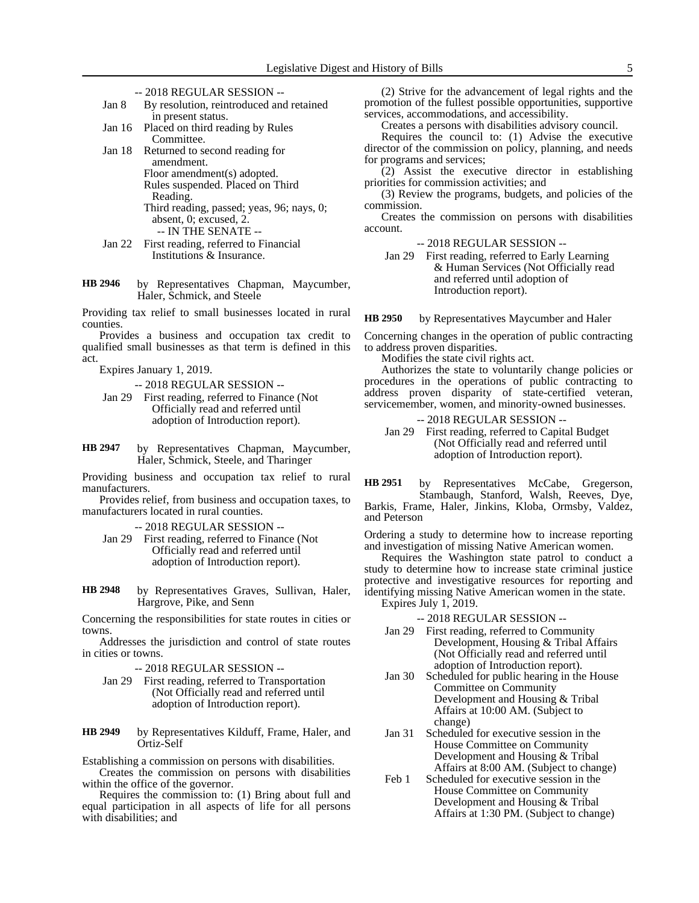-- 2018 REGULAR SESSION --

Jan 8 By resolution, reintroduced and retained in present status.

Jan 16 Placed on third reading by Rules Committee.

Jan 18 Returned to second reading for amendment.
Floor amendment(s) adopted.
Rules suspended. Placed on Third Reading.
Third reading, passed; yeas, 96; nays, 0; absent, 0; excused, 2.

-- IN THE SENATE --

Jan 22 First reading, referred to Financial Institutions & Insurance.

**HB 2946** by Representatives Chapman, Maycumber, Haler, Schmick, and Steele

Providing tax relief to small businesses located in rural counties.

Provides a business and occupation tax credit to qualified small businesses as that term is defined in this act.

Expires January 1, 2019.

-- 2018 REGULAR SESSION --

Jan 29 First reading, referred to Finance (Not Officially read and referred until adoption of Introduction report).

**HB 2947** by Representatives Chapman, Maycumber, Haler, Schmick, Steele, and Tharinger

Providing business and occupation tax relief to rural manufacturers.

Provides relief, from business and occupation taxes, to manufacturers located in rural counties.

-- 2018 REGULAR SESSION --

Jan 29 First reading, referred to Finance (Not Officially read and referred until adoption of Introduction report).

**HB 2948** by Representatives Graves, Sullivan, Haler, Hargrove, Pike, and Senn

Concerning the responsibilities for state routes in cities or towns.

Addresses the jurisdiction and control of state routes in cities or towns.

-- 2018 REGULAR SESSION --

Jan 29 First reading, referred to Transportation (Not Officially read and referred until adoption of Introduction report).

**HB 2949** by Representatives Kilduff, Frame, Haler, and Ortiz-Self

Establishing a commission on persons with disabilities.

Creates the commission on persons with disabilities within the office of the governor.

Requires the commission to: (1) Bring about full and equal participation in all aspects of life for all persons with disabilities; and

(2) Strive for the advancement of legal rights and the promotion of the fullest possible opportunities, supportive services, accommodations, and accessibility.

Creates a persons with disabilities advisory council.

Requires the council to: (1) Advise the executive director of the commission on policy, planning, and needs for programs and services;

(2) Assist the executive director in establishing priorities for commission activities; and

(3) Review the programs, budgets, and policies of the commission.

Creates the commission on persons with disabilities account.

-- 2018 REGULAR SESSION --

Jan 29 First reading, referred to Early Learning & Human Services (Not Officially read and referred until adoption of Introduction report).

**HB 2950** by Representatives Maycumber and Haler

Concerning changes in the operation of public contracting to address proven disparities.

Modifies the state civil rights act.

Authorizes the state to voluntarily change policies or procedures in the operations of public contracting to address proven disparity of state-certified veteran, servicemember, women, and minority-owned businesses.

-- 2018 REGULAR SESSION --

Jan 29 First reading, referred to Capital Budget (Not Officially read and referred until adoption of Introduction report).

**HB 2951** by Representatives McCabe, Gregerson, Stambaugh, Stanford, Walsh, Reeves, Dye, Barkis, Frame, Haler, Jinkins, Kloba, Ormsby, Valdez, and Peterson

Ordering a study to determine how to increase reporting and investigation of missing Native American women.

Requires the Washington state patrol to conduct a study to determine how to increase state criminal justice protective and investigative resources for reporting and identifying missing Native American women in the state.

Expires July 1, 2019.

-- 2018 REGULAR SESSION --

Jan 29 First reading, referred to Community Development, Housing & Tribal Affairs (Not Officially read and referred until adoption of Introduction report).

Jan 30 Scheduled for public hearing in the House Committee on Community Development and Housing & Tribal Affairs at 10:00 AM. (Subject to change)

Jan 31 Scheduled for executive session in the House Committee on Community Development and Housing & Tribal Affairs at 8:00 AM. (Subject to change)

Feb 1 Scheduled for executive session in the House Committee on Community Development and Housing & Tribal Affairs at 1:30 PM. (Subject to change)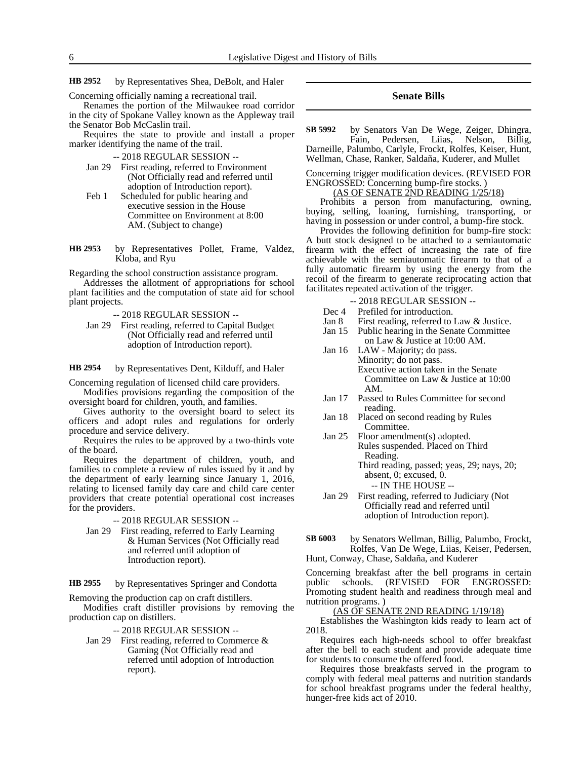**HB 2952** by Representatives Shea, DeBolt, and Haler

Concerning officially naming a recreational trail.

Renames the portion of the Milwaukee road corridor in the city of Spokane Valley known as the Appleway trail the Senator Bob McCaslin trail.

Requires the state to provide and install a proper marker identifying the name of the trail.

-- 2018 REGULAR SESSION --

Jan 29 First reading, referred to Environment (Not Officially read and referred until adoption of Introduction report).

Feb 1 Scheduled for public hearing and executive session in the House Committee on Environment at 8:00 AM. (Subject to change)

**HB 2953** by Representatives Pollet, Frame, Valdez, Kloba, and Ryu

Regarding the school construction assistance program.

Addresses the allotment of appropriations for school plant facilities and the computation of state aid for school plant projects.

-- 2018 REGULAR SESSION --

Jan 29 First reading, referred to Capital Budget (Not Officially read and referred until adoption of Introduction report).

**HB 2954** by Representatives Dent, Kilduff, and Haler

Concerning regulation of licensed child care providers.

Modifies provisions regarding the composition of the oversight board for children, youth, and families.

Gives authority to the oversight board to select its officers and adopt rules and regulations for orderly procedure and service delivery.

Requires the rules to be approved by a two-thirds vote of the board.

Requires the department of children, youth, and families to complete a review of rules issued by it and by the department of early learning since January 1, 2016, relating to licensed family day care and child care center providers that create potential operational cost increases for the providers.

-- 2018 REGULAR SESSION --

Jan 29 First reading, referred to Early Learning & Human Services (Not Officially read and referred until adoption of Introduction report).

**HB 2955** by Representatives Springer and Condotta

Removing the production cap on craft distillers.

Modifies craft distiller provisions by removing the production cap on distillers.

-- 2018 REGULAR SESSION --

Jan 29 First reading, referred to Commerce & Gaming (Not Officially read and referred until adoption of Introduction report).

## Senate Bills

**SB 5992** by Senators Van De Wege, Zeiger, Dhingra, Fain, Pedersen, Liias, Nelson, Billig, Darneille, Palumbo, Carlyle, Frockt, Rolfes, Keiser, Hunt, Wellman, Chase, Ranker, Saldaña, Kuderer, and Mullet

Concerning trigger modification devices. (REVISED FOR ENGROSSED: Concerning bump-fire stocks. )

(AS OF SENATE 2ND READING 1/25/18)

Prohibits a person from manufacturing, owning, buying, selling, loaning, furnishing, transporting, or having in possession or under control, a bump-fire stock.

Provides the following definition for bump-fire stock: A butt stock designed to be attached to a semiautomatic firearm with the effect of increasing the rate of fire achievable with the semiautomatic firearm to that of a fully automatic firearm by using the energy from the recoil of the firearm to generate reciprocating action that facilitates repeated activation of the trigger.

-- 2018 REGULAR SESSION --

Dec 4 Prefiled for introduction.

Jan 8 First reading, referred to Law & Justice.

Jan 15 Public hearing in the Senate Committee on Law & Justice at 10:00 AM.

Jan 16 LAW - Majority; do pass.
Minority; do not pass.
Executive action taken in the Senate Committee on Law & Justice at 10:00 AM.

Jan 17 Passed to Rules Committee for second reading.

Jan 18 Placed on second reading by Rules Committee.

Jan 25 Floor amendment(s) adopted.
Rules suspended. Placed on Third Reading.
Third reading, passed; yeas, 29; nays, 20; absent, 0; excused, 0.

-- IN THE HOUSE --

Jan 29 First reading, referred to Judiciary (Not Officially read and referred until adoption of Introduction report).

**SB 6003** by Senators Wellman, Billig, Palumbo, Frockt, Rolfes, Van De Wege, Liias, Keiser, Pedersen, Hunt, Conway, Chase, Saldaña, and Kuderer

Concerning breakfast after the bell programs in certain public schools. (REVISED FOR ENGROSSED: Promoting student health and readiness through meal and nutrition programs. )

(AS OF SENATE 2ND READING 1/19/18)

Establishes the Washington kids ready to learn act of 2018.

Requires each high-needs school to offer breakfast after the bell to each student and provide adequate time for students to consume the offered food.

Requires those breakfasts served in the program to comply with federal meal patterns and nutrition standards for school breakfast programs under the federal healthy, hunger-free kids act of 2010.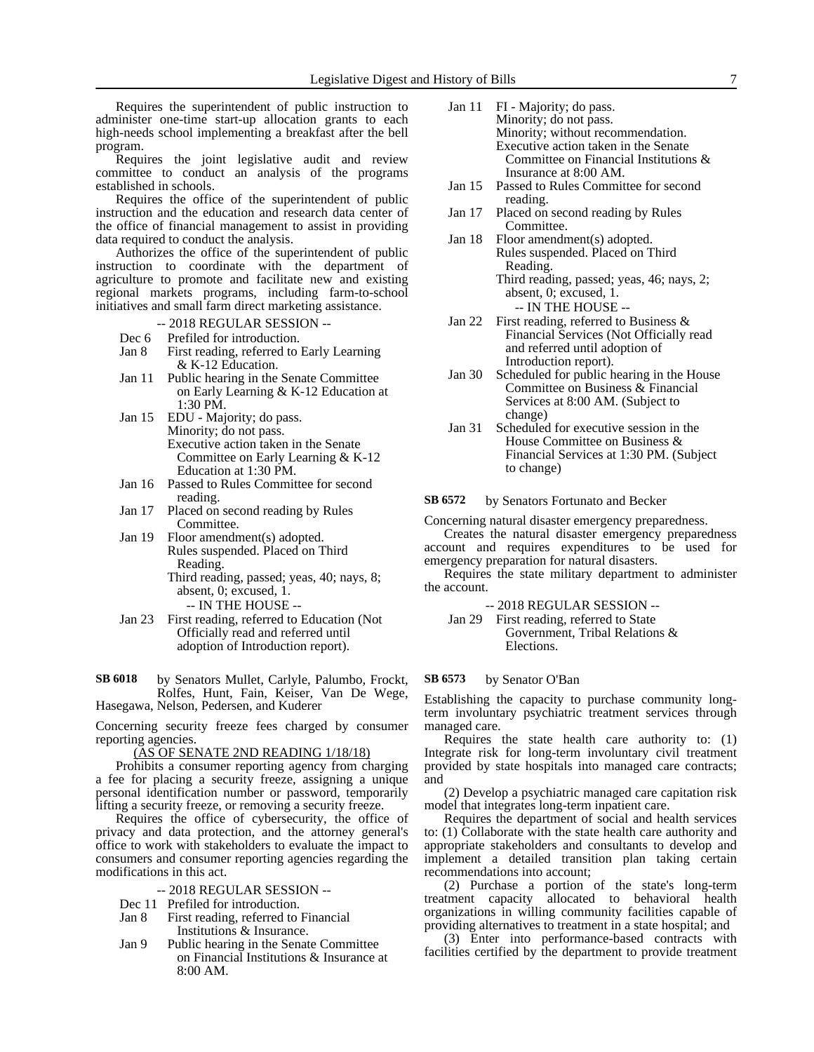Requires the superintendent of public instruction to administer one-time start-up allocation grants to each high-needs school implementing a breakfast after the bell program.

Requires the joint legislative audit and review committee to conduct an analysis of the programs established in schools.

Requires the office of the superintendent of public instruction and the education and research data center of the office of financial management to assist in providing data required to conduct the analysis.

Authorizes the office of the superintendent of public instruction to coordinate with the department of agriculture to promote and facilitate new and existing regional markets programs, including farm-to-school initiatives and small farm direct marketing assistance.

-- 2018 REGULAR SESSION --

- Dec 6 Prefiled for introduction.
- Jan 8 First reading, referred to Early Learning & K-12 Education.
- Jan 11 Public hearing in the Senate Committee on Early Learning & K-12 Education at 1:30 PM.
- Jan 15 EDU - Majority; do pass. Minority; do not pass. Executive action taken in the Senate Committee on Early Learning & K-12 Education at 1:30 PM.
- Jan 16 Passed to Rules Committee for second reading.
- Jan 17 Placed on second reading by Rules Committee.
- Jan 19 Floor amendment(s) adopted. Rules suspended. Placed on Third Reading. Third reading, passed; yeas, 40; nays, 8; absent, 0; excused, 1.

-- IN THE HOUSE --

- Jan 23 First reading, referred to Education (Not Officially read and referred until adoption of Introduction report).

**SB 6018** by Senators Mullet, Carlyle, Palumbo, Frockt, Rolfes, Hunt, Fain, Keiser, Van De Wege, Hasegawa, Nelson, Pedersen, and Kuderer

Concerning security freeze fees charged by consumer reporting agencies.

(AS OF SENATE 2ND READING 1/18/18)

Prohibits a consumer reporting agency from charging a fee for placing a security freeze, assigning a unique personal identification number or password, temporarily lifting a security freeze, or removing a security freeze.

Requires the office of cybersecurity, the office of privacy and data protection, and the attorney general's office to work with stakeholders to evaluate the impact to consumers and consumer reporting agencies regarding the modifications in this act.

-- 2018 REGULAR SESSION --

- Dec 11 Prefiled for introduction.
- Jan 8 First reading, referred to Financial Institutions & Insurance.
- Jan 9 Public hearing in the Senate Committee on Financial Institutions & Insurance at 8:00 AM.
- Jan 11 FI - Majority; do pass. Minority; do not pass. Minority; without recommendation. Executive action taken in the Senate Committee on Financial Institutions & Insurance at 8:00 AM.
- Jan 15 Passed to Rules Committee for second reading.
- Jan 17 Placed on second reading by Rules Committee.
- Jan 18 Floor amendment(s) adopted. Rules suspended. Placed on Third Reading. Third reading, passed; yeas, 46; nays, 2; absent, 0; excused, 1.

-- IN THE HOUSE --

- Jan 22 First reading, referred to Business & Financial Services (Not Officially read and referred until adoption of Introduction report).
- Jan 30 Scheduled for public hearing in the House Committee on Business & Financial Services at 8:00 AM. (Subject to change)
- Jan 31 Scheduled for executive session in the House Committee on Business & Financial Services at 1:30 PM. (Subject to change)

**SB 6572** by Senators Fortunato and Becker

Concerning natural disaster emergency preparedness.

Creates the natural disaster emergency preparedness account and requires expenditures to be used for emergency preparation for natural disasters.

Requires the state military department to administer the account.

-- 2018 REGULAR SESSION --

- Jan 29 First reading, referred to State Government, Tribal Relations & Elections.

**SB 6573** by Senator O'Ban

Establishing the capacity to purchase community long-term involuntary psychiatric treatment services through managed care.

Requires the state health care authority to: (1) Integrate risk for long-term involuntary civil treatment provided by state hospitals into managed care contracts; and

(2) Develop a psychiatric managed care capitation risk model that integrates long-term inpatient care.

Requires the department of social and health services to: (1) Collaborate with the state health care authority and appropriate stakeholders and consultants to develop and implement a detailed transition plan taking certain recommendations into account;

(2) Purchase a portion of the state's long-term treatment capacity allocated to behavioral health organizations in willing community facilities capable of providing alternatives to treatment in a state hospital; and

(3) Enter into performance-based contracts with facilities certified by the department to provide treatment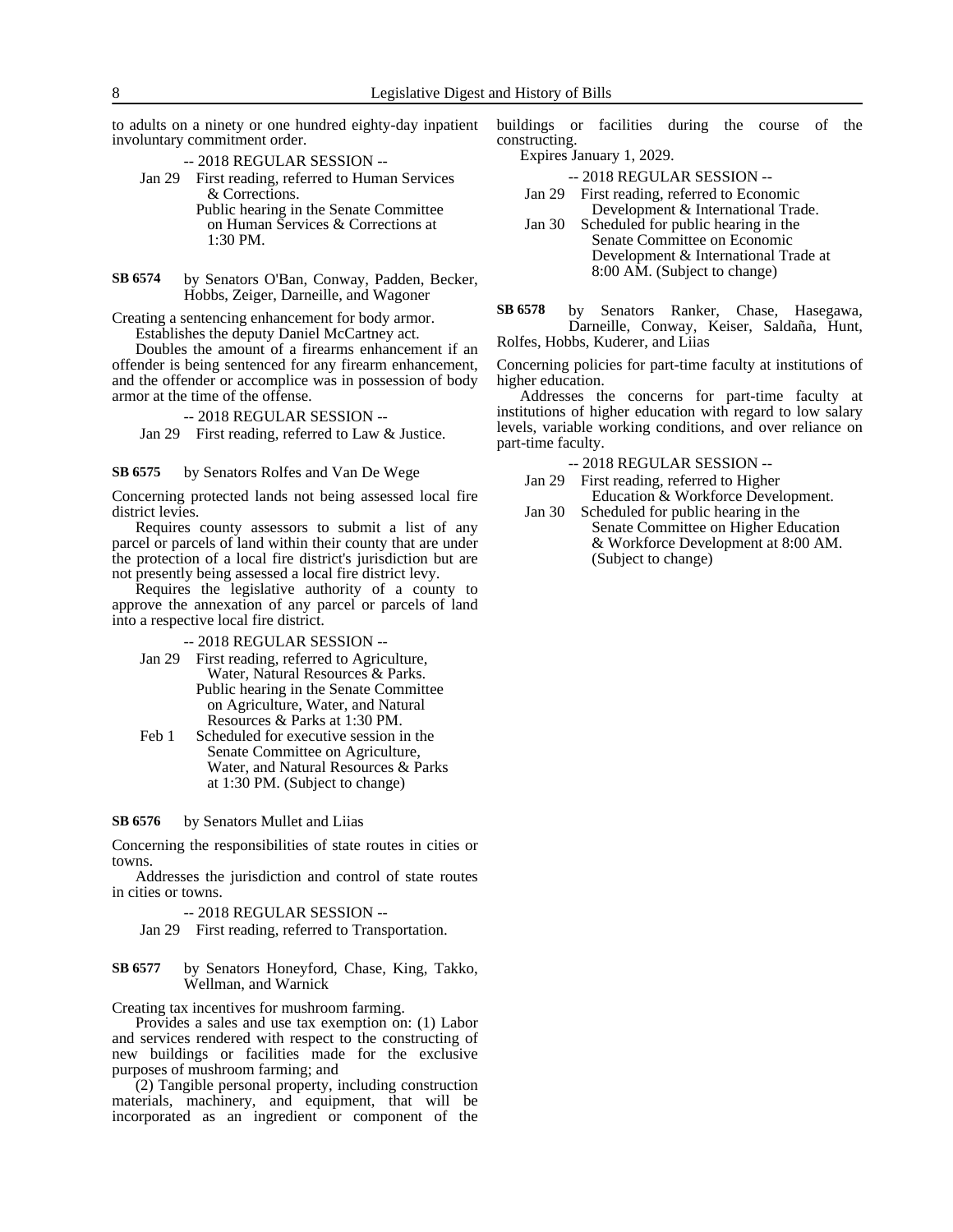to adults on a ninety or one hundred eighty-day inpatient involuntary commitment order.

-- 2018 REGULAR SESSION --

Jan 29 First reading, referred to Human Services & Corrections.
Public hearing in the Senate Committee on Human Services & Corrections at 1:30 PM.

**SB 6574** by Senators O'Ban, Conway, Padden, Becker, Hobbs, Zeiger, Darneille, and Wagoner

Creating a sentencing enhancement for body armor.

Establishes the deputy Daniel McCartney act.

Doubles the amount of a firearms enhancement if an offender is being sentenced for any firearm enhancement, and the offender or accomplice was in possession of body armor at the time of the offense.

-- 2018 REGULAR SESSION --

Jan 29 First reading, referred to Law & Justice.

**SB 6575** by Senators Rolfes and Van De Wege

Concerning protected lands not being assessed local fire district levies.

Requires county assessors to submit a list of any parcel or parcels of land within their county that are under the protection of a local fire district's jurisdiction but are not presently being assessed a local fire district levy.

Requires the legislative authority of a county to approve the annexation of any parcel or parcels of land into a respective local fire district.

-- 2018 REGULAR SESSION --

Jan 29 First reading, referred to Agriculture, Water, Natural Resources & Parks.
Public hearing in the Senate Committee on Agriculture, Water, and Natural Resources & Parks at 1:30 PM.

Feb 1 Scheduled for executive session in the Senate Committee on Agriculture, Water, and Natural Resources & Parks at 1:30 PM. (Subject to change)

**SB 6576** by Senators Mullet and Liias

Concerning the responsibilities of state routes in cities or towns.

Addresses the jurisdiction and control of state routes in cities or towns.

-- 2018 REGULAR SESSION --

Jan 29 First reading, referred to Transportation.

**SB 6577** by Senators Honeyford, Chase, King, Takko, Wellman, and Warnick

Creating tax incentives for mushroom farming.

Provides a sales and use tax exemption on: (1) Labor and services rendered with respect to the constructing of new buildings or facilities made for the exclusive purposes of mushroom farming; and

(2) Tangible personal property, including construction materials, machinery, and equipment, that will be incorporated as an ingredient or component of the buildings or facilities during the course of the constructing.

Expires January 1, 2029.

-- 2018 REGULAR SESSION --

Jan 29 First reading, referred to Economic Development & International Trade.

Jan 30 Scheduled for public hearing in the Senate Committee on Economic Development & International Trade at 8:00 AM. (Subject to change)

**SB 6578** by Senators Ranker, Chase, Hasegawa, Darneille, Conway, Keiser, Saldaña, Hunt, Rolfes, Hobbs, Kuderer, and Liias

Concerning policies for part-time faculty at institutions of higher education.

Addresses the concerns for part-time faculty at institutions of higher education with regard to low salary levels, variable working conditions, and over reliance on part-time faculty.

-- 2018 REGULAR SESSION --

Jan 29 First reading, referred to Higher Education & Workforce Development.

Jan 30 Scheduled for public hearing in the Senate Committee on Higher Education & Workforce Development at 8:00 AM. (Subject to change)